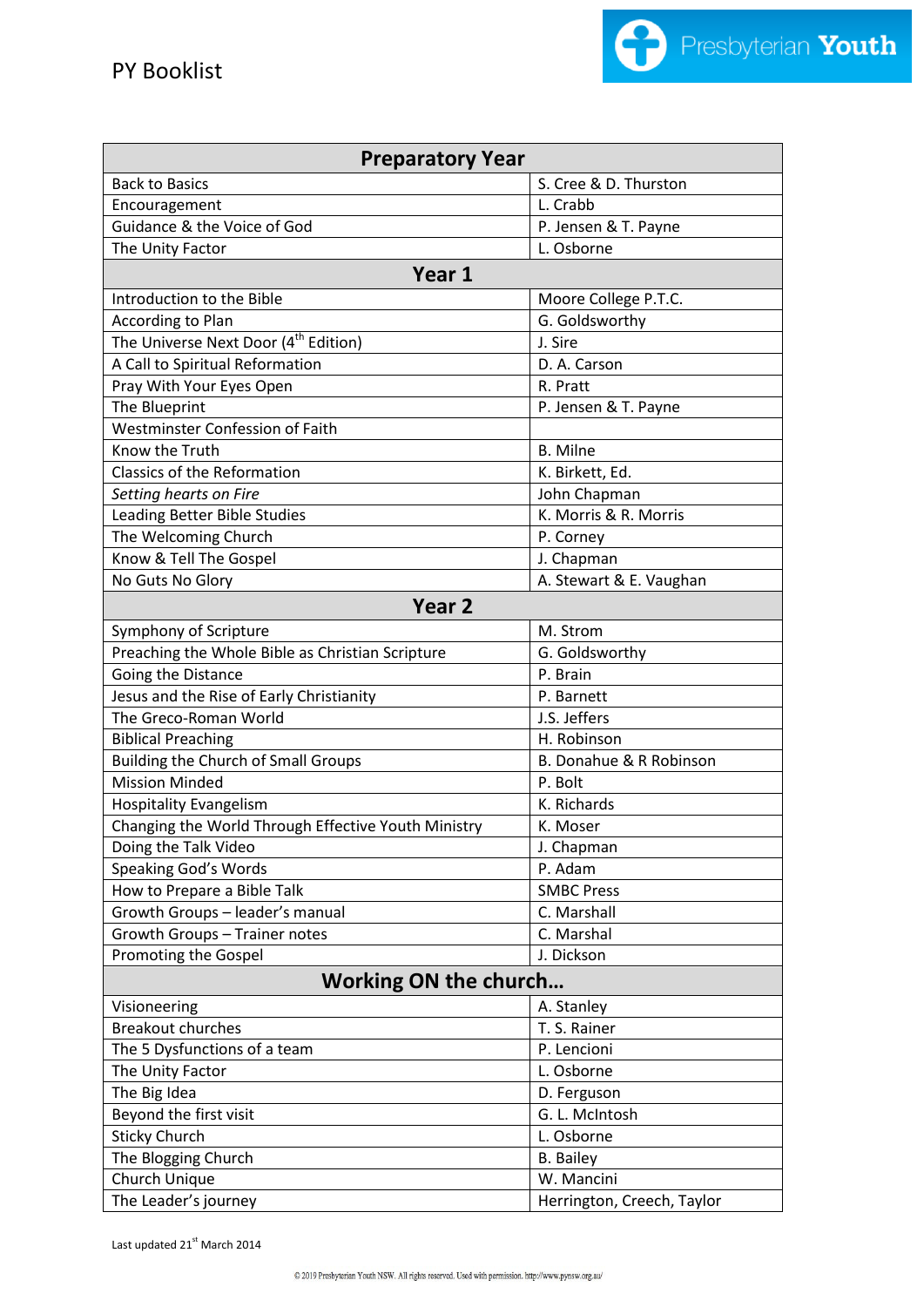# PY Booklist

Presbyterian Youth

| Preparatory Year | |
|---|---|
| Back to Basics | S. Cree & D. Thurston |
| Encouragement | L. Crabb |
| Guidance & the Voice of God | P. Jensen & T. Payne |
| The Unity Factor | L. Osborne |
| **Year 1** | |
| Introduction to the Bible | Moore College P.T.C. |
| According to Plan | G. Goldsworthy |
| The Universe Next Door (4th Edition) | J. Sire |
| A Call to Spiritual Reformation | D. A. Carson |
| Pray With Your Eyes Open | R. Pratt |
| The Blueprint | P. Jensen & T. Payne |
| Westminster Confession of Faith | |
| Know the Truth | B. Milne |
| Classics of the Reformation | K. Birkett, Ed. |
| *Setting hearts on Fire* | John Chapman |
| Leading Better Bible Studies | K. Morris & R. Morris |
| The Welcoming Church | P. Corney |
| Know & Tell The Gospel | J. Chapman |
| No Guts No Glory | A. Stewart & E. Vaughan |
| **Year 2** | |
| Symphony of Scripture | M. Strom |
| Preaching the Whole Bible as Christian Scripture | G. Goldsworthy |
| Going the Distance | P. Brain |
| Jesus and the Rise of Early Christianity | P. Barnett |
| The Greco-Roman World | J.S. Jeffers |
| Biblical Preaching | H. Robinson |
| Building the Church of Small Groups | B. Donahue & R Robinson |
| Mission Minded | P. Bolt |
| Hospitality Evangelism | K. Richards |
| Changing the World Through Effective Youth Ministry | K. Moser |
| Doing the Talk Video | J. Chapman |
| Speaking God's Words | P. Adam |
| How to Prepare a Bible Talk | SMBC Press |
| Growth Groups – leader's manual | C. Marshall |
| Growth Groups – Trainer notes | C. Marshal |
| Promoting the Gospel | J. Dickson |
| **Working ON the church…** | |
| Visioneering | A. Stanley |
| Breakout churches | T. S. Rainer |
| The 5 Dysfunctions of a team | P. Lencioni |
| The Unity Factor | L. Osborne |
| The Big Idea | D. Ferguson |
| Beyond the first visit | G. L. McIntosh |
| Sticky Church | L. Osborne |
| The Blogging Church | B. Bailey |
| Church Unique | W. Mancini |
| The Leader's journey | Herrington, Creech, Taylor |

Last updated 21st March 2014

© 2019 Presbyterian Youth NSW. All rights reserved. Used with permission. http://www.pynsw.org.au/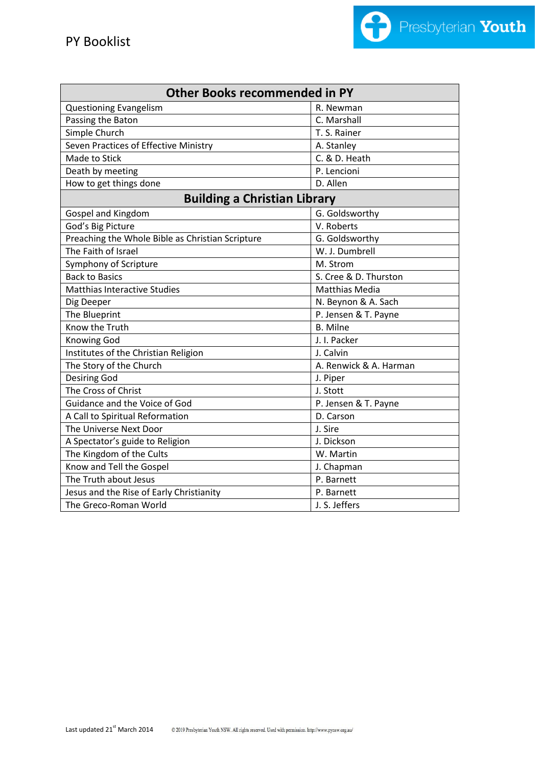PY Booklist

| Other Books recommended in PY | |
|---|---|
| Questioning Evangelism | R. Newman |
| Passing the Baton | C. Marshall |
| Simple Church | T. S. Rainer |
| Seven Practices of Effective Ministry | A. Stanley |
| Made to Stick | C. & D. Heath |
| Death by meeting | P. Lencioni |
| How to get things done | D. Allen |
| **Building a Christian Library** | |
| Gospel and Kingdom | G. Goldsworthy |
| God's Big Picture | V. Roberts |
| Preaching the Whole Bible as Christian Scripture | G. Goldsworthy |
| The Faith of Israel | W. J. Dumbrell |
| Symphony of Scripture | M. Strom |
| Back to Basics | S. Cree & D. Thurston |
| Matthias Interactive Studies | Matthias Media |
| Dig Deeper | N. Beynon & A. Sach |
| The Blueprint | P. Jensen & T. Payne |
| Know the Truth | B. Milne |
| Knowing God | J. I. Packer |
| Institutes of the Christian Religion | J. Calvin |
| The Story of the Church | A. Renwick & A. Harman |
| Desiring God | J. Piper |
| The Cross of Christ | J. Stott |
| Guidance and the Voice of God | P. Jensen & T. Payne |
| A Call to Spiritual Reformation | D. Carson |
| The Universe Next Door | J. Sire |
| A Spectator's guide to Religion | J. Dickson |
| The Kingdom of the Cults | W. Martin |
| Know and Tell the Gospel | J. Chapman |
| The Truth about Jesus | P. Barnett |
| Jesus and the Rise of Early Christianity | P. Barnett |
| The Greco-Roman World | J. S. Jeffers |

Last updated 21st March 2014

© 2019 Presbyterian Youth NSW. All rights reserved. Used with permission. http://www.pynsw.org.au/